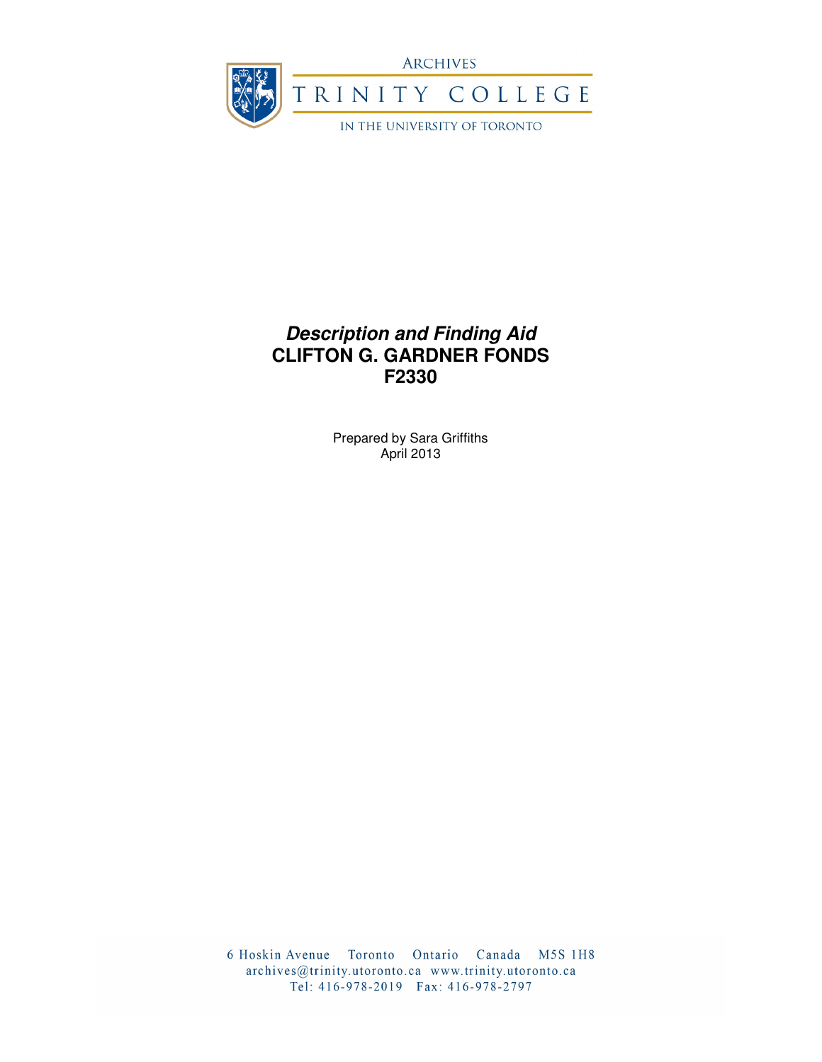ARCHIVES

TRINITY COLLEGE

IN THE UNIVERSITY OF TORONTO

# *Description and Finding Aid*
# CLIFTON G. GARDNER FONDS
# F2330

Prepared by Sara Griffiths
April 2013

6 Hoskin Avenue Toronto Ontario Canada M5S 1H8
archives@trinity.utoronto.ca www.trinity.utoronto.ca
Tel: 416-978-2019 Fax: 416-978-2797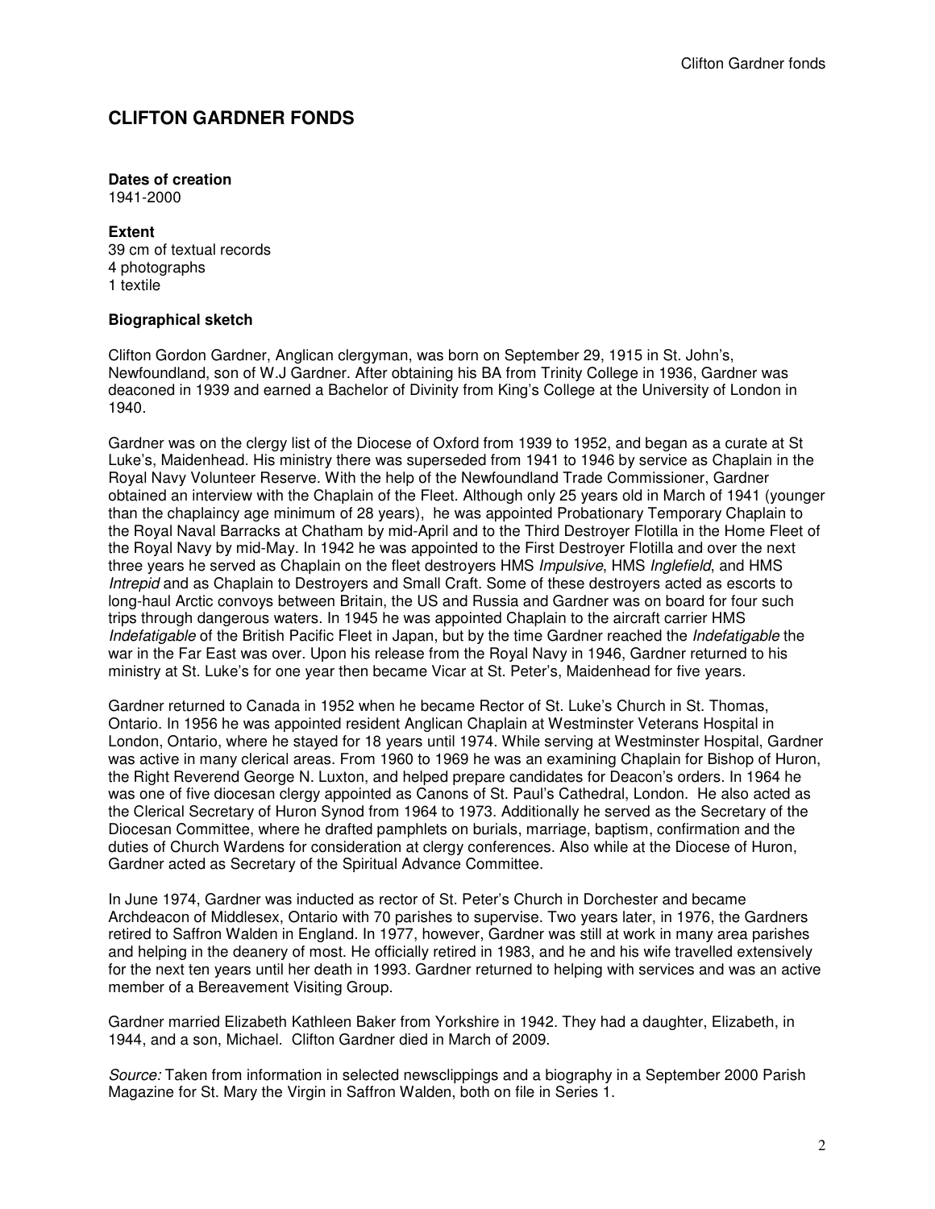# CLIFTON GARDNER FONDS

**Dates of creation**
1941-2000

**Extent**
39 cm of textual records
4 photographs
1 textile

**Biographical sketch**

Clifton Gordon Gardner, Anglican clergyman, was born on September 29, 1915 in St. John's, Newfoundland, son of W.J Gardner. After obtaining his BA from Trinity College in 1936, Gardner was deaconed in 1939 and earned a Bachelor of Divinity from King's College at the University of London in 1940.

Gardner was on the clergy list of the Diocese of Oxford from 1939 to 1952, and began as a curate at St Luke's, Maidenhead. His ministry there was superseded from 1941 to 1946 by service as Chaplain in the Royal Navy Volunteer Reserve. With the help of the Newfoundland Trade Commissioner, Gardner obtained an interview with the Chaplain of the Fleet. Although only 25 years old in March of 1941 (younger than the chaplaincy age minimum of 28 years), he was appointed Probationary Temporary Chaplain to the Royal Naval Barracks at Chatham by mid-April and to the Third Destroyer Flotilla in the Home Fleet of the Royal Navy by mid-May. In 1942 he was appointed to the First Destroyer Flotilla and over the next three years he served as Chaplain on the fleet destroyers HMS *Impulsive*, HMS *Inglefield*, and HMS *Intrepid* and as Chaplain to Destroyers and Small Craft. Some of these destroyers acted as escorts to long-haul Arctic convoys between Britain, the US and Russia and Gardner was on board for four such trips through dangerous waters. In 1945 he was appointed Chaplain to the aircraft carrier HMS *Indefatigable* of the British Pacific Fleet in Japan, but by the time Gardner reached the *Indefatigable* the war in the Far East was over. Upon his release from the Royal Navy in 1946, Gardner returned to his ministry at St. Luke's for one year then became Vicar at St. Peter's, Maidenhead for five years.

Gardner returned to Canada in 1952 when he became Rector of St. Luke's Church in St. Thomas, Ontario. In 1956 he was appointed resident Anglican Chaplain at Westminster Veterans Hospital in London, Ontario, where he stayed for 18 years until 1974. While serving at Westminster Hospital, Gardner was active in many clerical areas. From 1960 to 1969 he was an examining Chaplain for Bishop of Huron, the Right Reverend George N. Luxton, and helped prepare candidates for Deacon's orders. In 1964 he was one of five diocesan clergy appointed as Canons of St. Paul's Cathedral, London. He also acted as the Clerical Secretary of Huron Synod from 1964 to 1973. Additionally he served as the Secretary of the Diocesan Committee, where he drafted pamphlets on burials, marriage, baptism, confirmation and the duties of Church Wardens for consideration at clergy conferences. Also while at the Diocese of Huron, Gardner acted as Secretary of the Spiritual Advance Committee.

In June 1974, Gardner was inducted as rector of St. Peter's Church in Dorchester and became Archdeacon of Middlesex, Ontario with 70 parishes to supervise. Two years later, in 1976, the Gardners retired to Saffron Walden in England. In 1977, however, Gardner was still at work in many area parishes and helping in the deanery of most. He officially retired in 1983, and he and his wife travelled extensively for the next ten years until her death in 1993. Gardner returned to helping with services and was an active member of a Bereavement Visiting Group.

Gardner married Elizabeth Kathleen Baker from Yorkshire in 1942. They had a daughter, Elizabeth, in 1944, and a son, Michael. Clifton Gardner died in March of 2009.

*Source:* Taken from information in selected newsclippings and a biography in a September 2000 Parish Magazine for St. Mary the Virgin in Saffron Walden, both on file in Series 1.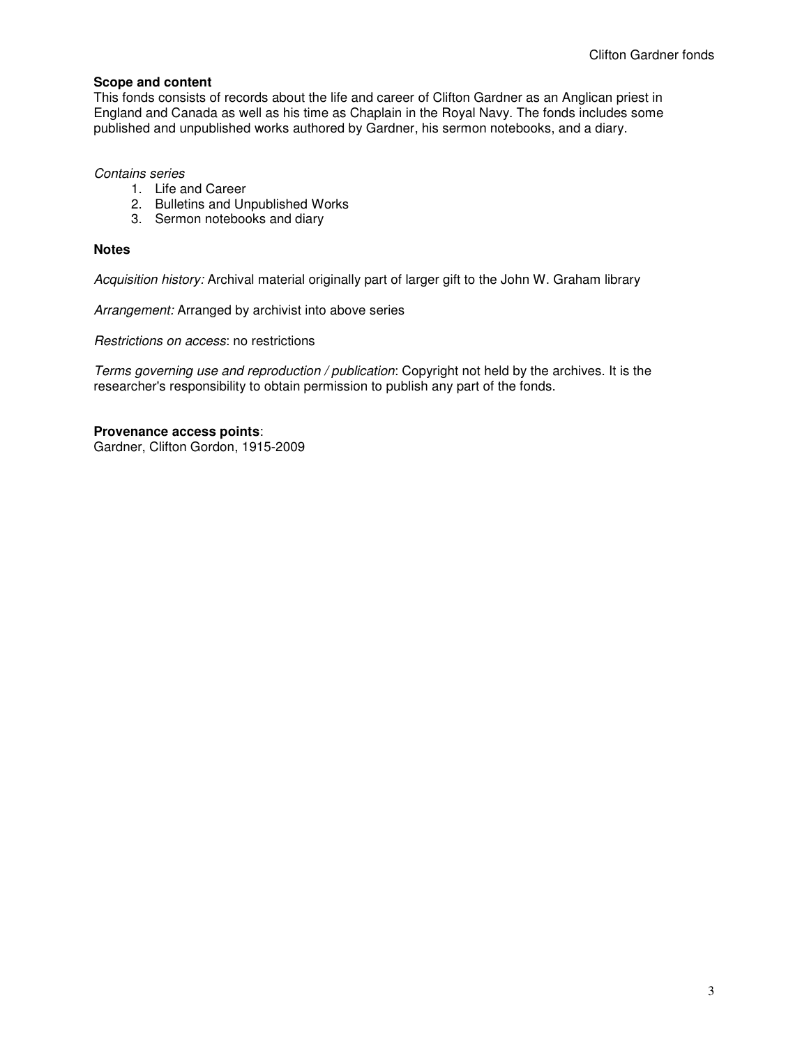## Scope and content

This fonds consists of records about the life and career of Clifton Gardner as an Anglican priest in England and Canada as well as his time as Chaplain in the Royal Navy. The fonds includes some published and unpublished works authored by Gardner, his sermon notebooks, and a diary.

*Contains series*

1. Life and Career
2. Bulletins and Unpublished Works
3. Sermon notebooks and diary

## Notes

*Acquisition history:* Archival material originally part of larger gift to the John W. Graham library

*Arrangement:* Arranged by archivist into above series

*Restrictions on access*: no restrictions

*Terms governing use and reproduction / publication*: Copyright not held by the archives. It is the researcher's responsibility to obtain permission to publish any part of the fonds.

**Provenance access points**:
Gardner, Clifton Gordon, 1915-2009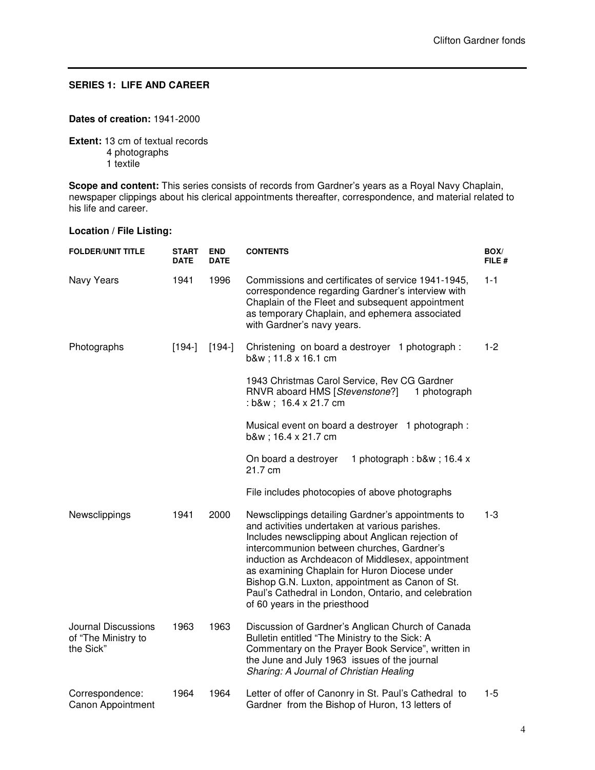## SERIES 1: LIFE AND CAREER

**Dates of creation:** 1941-2000

**Extent:** 13 cm of textual records
4 photographs
1 textile

**Scope and content:** This series consists of records from Gardner's years as a Royal Navy Chaplain, newspaper clippings about his clerical appointments thereafter, correspondence, and material related to his life and career.

**Location / File Listing:**

| FOLDER/UNIT TITLE | START DATE | END DATE | CONTENTS | BOX/ FILE # |
|---|---|---|---|---|
| Navy Years | 1941 | 1996 | Commissions and certificates of service 1941-1945, correspondence regarding Gardner's interview with Chaplain of the Fleet and subsequent appointment as temporary Chaplain, and ephemera associated with Gardner's navy years. | 1-1 |
| Photographs | [194-] | [194-] | Christening on board a destroyer 1 photograph : b&w ; 11.8 x 16.1 cm<br><br>1943 Christmas Carol Service, Rev CG Gardner RNVR aboard HMS [*Stevenstone*?] 1 photograph : b&w ; 16.4 x 21.7 cm<br><br>Musical event on board a destroyer 1 photograph : b&w ; 16.4 x 21.7 cm<br><br>On board a destroyer 1 photograph : b&w ; 16.4 x 21.7 cm<br><br>File includes photocopies of above photographs | 1-2 |
| Newsclippings | 1941 | 2000 | Newsclippings detailing Gardner's appointments to and activities undertaken at various parishes. Includes newsclipping about Anglican rejection of intercommunion between churches, Gardner's induction as Archdeacon of Middlesex, appointment as examining Chaplain for Huron Diocese under Bishop G.N. Luxton, appointment as Canon of St. Paul's Cathedral in London, Ontario, and celebration of 60 years in the priesthood | 1-3 |
| Journal Discussions of "The Ministry to the Sick" | 1963 | 1963 | Discussion of Gardner's Anglican Church of Canada Bulletin entitled "The Ministry to the Sick: A Commentary on the Prayer Book Service", written in the June and July 1963 issues of the journal *Sharing: A Journal of Christian Healing* | |
| Correspondence: Canon Appointment | 1964 | 1964 | Letter of offer of Canonry in St. Paul's Cathedral to Gardner from the Bishop of Huron, 13 letters of | 1-5 |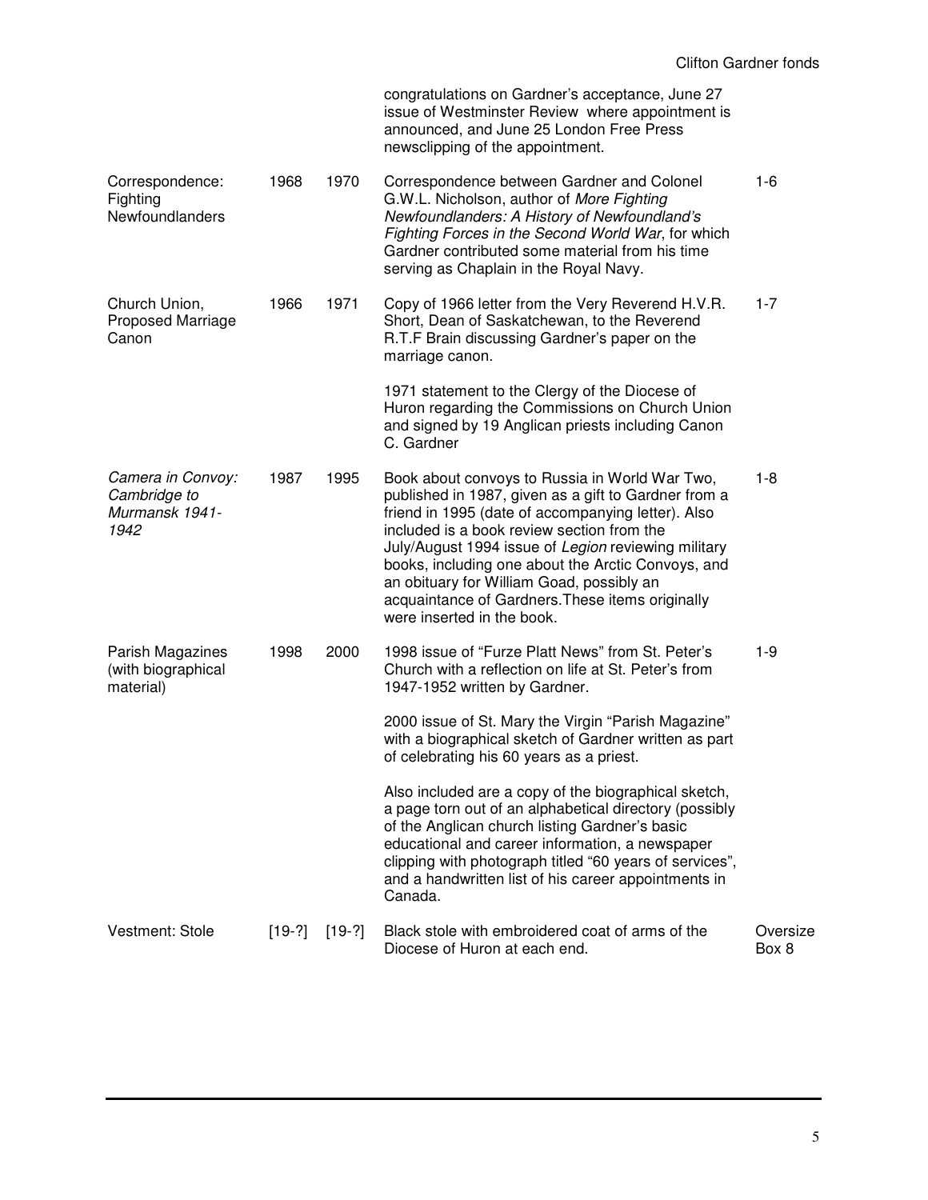| | | | | |
|---|---|---|---|---|
| | | | congratulations on Gardner's acceptance, June 27 issue of Westminster Review where appointment is announced, and June 25 London Free Press newsclipping of the appointment. | |
| Correspondence: Fighting Newfoundlanders | 1968 | 1970 | Correspondence between Gardner and Colonel G.W.L. Nicholson, author of *More Fighting Newfoundlanders: A History of Newfoundland's Fighting Forces in the Second World War*, for which Gardner contributed some material from his time serving as Chaplain in the Royal Navy. | 1-6 |
| Church Union, Proposed Marriage Canon | 1966 | 1971 | Copy of 1966 letter from the Very Reverend H.V.R. Short, Dean of Saskatchewan, to the Reverend R.T.F Brain discussing Gardner's paper on the marriage canon.<br><br>1971 statement to the Clergy of the Diocese of Huron regarding the Commissions on Church Union and signed by 19 Anglican priests including Canon C. Gardner | 1-7 |
| *Camera in Convoy: Cambridge to Murmansk 1941-1942* | 1987 | 1995 | Book about convoys to Russia in World War Two, published in 1987, given as a gift to Gardner from a friend in 1995 (date of accompanying letter). Also included is a book review section from the July/August 1994 issue of *Legion* reviewing military books, including one about the Arctic Convoys, and an obituary for William Goad, possibly an acquaintance of Gardners.These items originally were inserted in the book. | 1-8 |
| Parish Magazines (with biographical material) | 1998 | 2000 | 1998 issue of "Furze Platt News" from St. Peter's Church with a reflection on life at St. Peter's from 1947-1952 written by Gardner.<br><br>2000 issue of St. Mary the Virgin "Parish Magazine" with a biographical sketch of Gardner written as part of celebrating his 60 years as a priest.<br><br>Also included are a copy of the biographical sketch, a page torn out of an alphabetical directory (possibly of the Anglican church listing Gardner's basic educational and career information, a newspaper clipping with photograph titled "60 years of services", and a handwritten list of his career appointments in Canada. | 1-9 |
| Vestment: Stole | [19-?] | [19-?] | Black stole with embroidered coat of arms of the Diocese of Huron at each end. | Oversize Box 8 |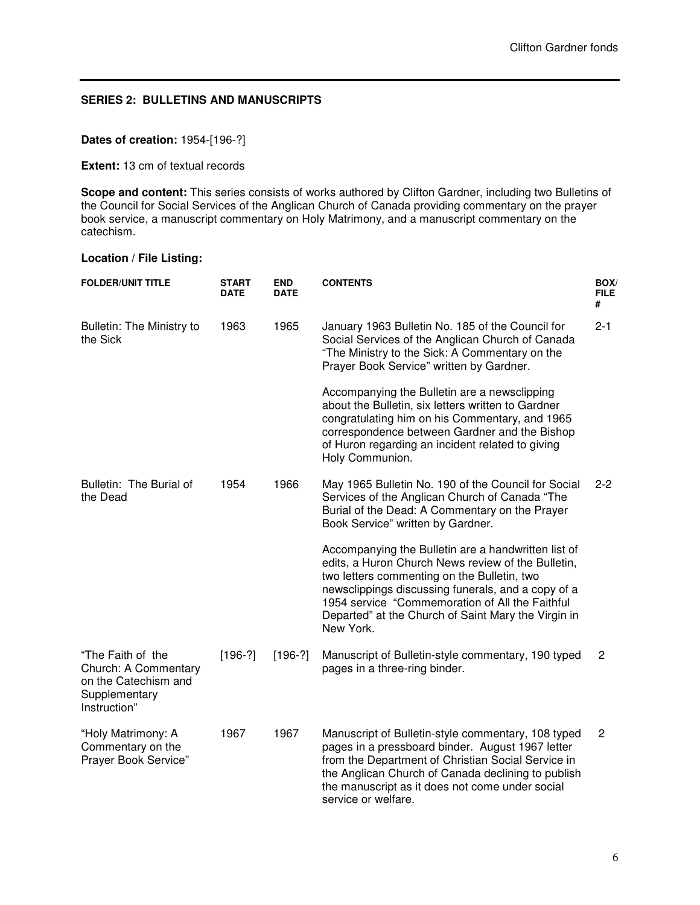## SERIES 2: BULLETINS AND MANUSCRIPTS

**Dates of creation:** 1954-[196-?]

**Extent:** 13 cm of textual records

**Scope and content:** This series consists of works authored by Clifton Gardner, including two Bulletins of the Council for Social Services of the Anglican Church of Canada providing commentary on the prayer book service, a manuscript commentary on Holy Matrimony, and a manuscript commentary on the catechism.

**Location / File Listing:**

| FOLDER/UNIT TITLE | START DATE | END DATE | CONTENTS | BOX/ FILE # |
|---|---|---|---|---|
| Bulletin: The Ministry to the Sick | 1963 | 1965 | January 1963 Bulletin No. 185 of the Council for Social Services of the Anglican Church of Canada "The Ministry to the Sick: A Commentary on the Prayer Book Service" written by Gardner.<br><br>Accompanying the Bulletin are a newsclipping about the Bulletin, six letters written to Gardner congratulating him on his Commentary, and 1965 correspondence between Gardner and the Bishop of Huron regarding an incident related to giving Holy Communion. | 2-1 |
| Bulletin: The Burial of the Dead | 1954 | 1966 | May 1965 Bulletin No. 190 of the Council for Social Services of the Anglican Church of Canada "The Burial of the Dead: A Commentary on the Prayer Book Service" written by Gardner.<br><br>Accompanying the Bulletin are a handwritten list of edits, a Huron Church News review of the Bulletin, two letters commenting on the Bulletin, two newsclippings discussing funerals, and a copy of a 1954 service "Commemoration of All the Faithful Departed" at the Church of Saint Mary the Virgin in New York. | 2-2 |
| "The Faith of the Church: A Commentary on the Catechism and Supplementary Instruction" | [196-?] | [196-?] | Manuscript of Bulletin-style commentary, 190 typed pages in a three-ring binder. | 2 |
| "Holy Matrimony: A Commentary on the Prayer Book Service" | 1967 | 1967 | Manuscript of Bulletin-style commentary, 108 typed pages in a pressboard binder. August 1967 letter from the Department of Christian Social Service in the Anglican Church of Canada declining to publish the manuscript as it does not come under social service or welfare. | 2 |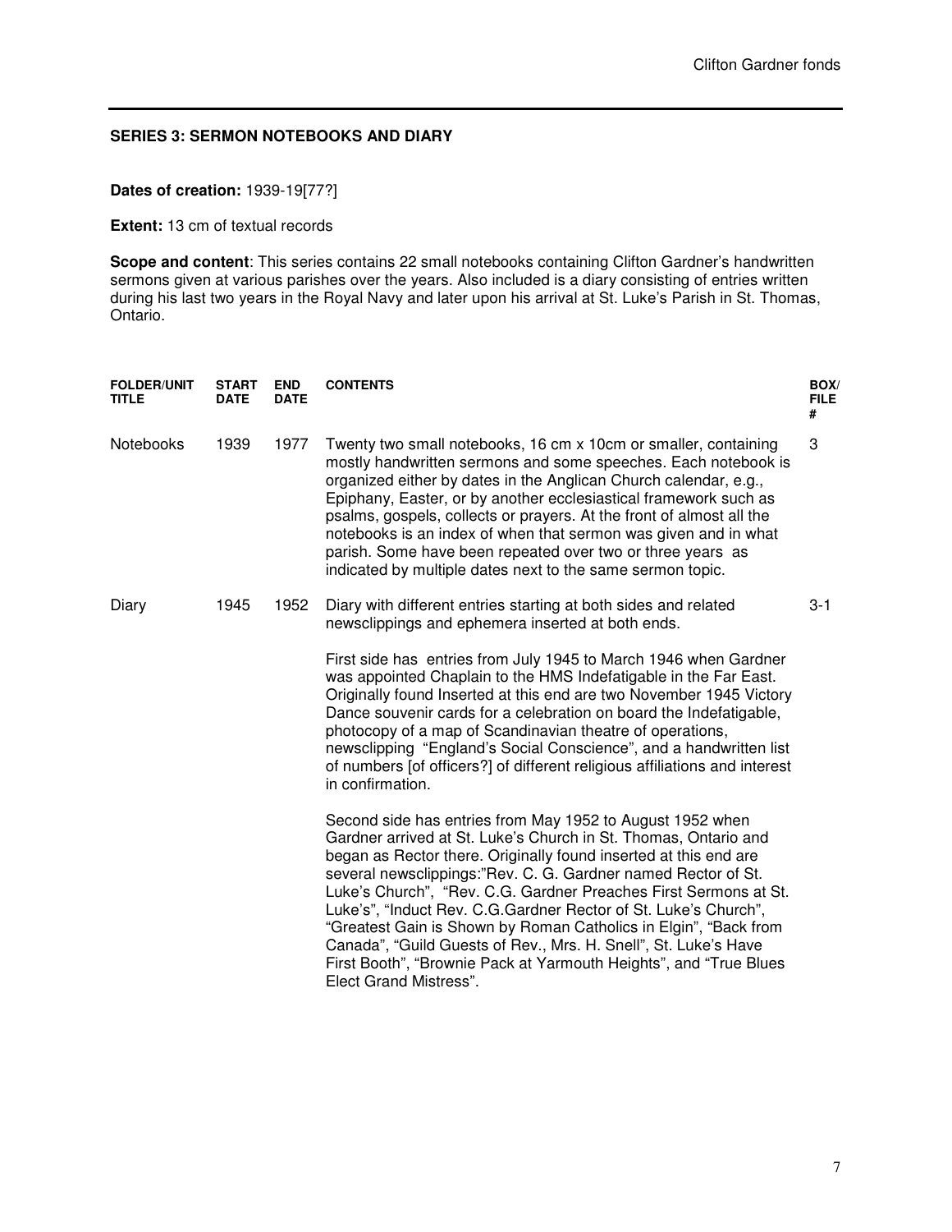## SERIES 3: SERMON NOTEBOOKS AND DIARY

**Dates of creation:** 1939-19[77?]

**Extent:** 13 cm of textual records

**Scope and content**: This series contains 22 small notebooks containing Clifton Gardner's handwritten sermons given at various parishes over the years. Also included is a diary consisting of entries written during his last two years in the Royal Navy and later upon his arrival at St. Luke's Parish in St. Thomas, Ontario.

| FOLDER/UNIT TITLE | START DATE | END DATE | CONTENTS | BOX/ FILE # |
|---|---|---|---|---|
| Notebooks | 1939 | 1977 | Twenty two small notebooks, 16 cm x 10cm or smaller, containing mostly handwritten sermons and some speeches. Each notebook is organized either by dates in the Anglican Church calendar, e.g., Epiphany, Easter, or by another ecclesiastical framework such as psalms, gospels, collects or prayers. At the front of almost all the notebooks is an index of when that sermon was given and in what parish. Some have been repeated over two or three years as indicated by multiple dates next to the same sermon topic. | 3 |
| Diary | 1945 | 1952 | Diary with different entries starting at both sides and related newsclippings and ephemera inserted at both ends.<br><br>First side has entries from July 1945 to March 1946 when Gardner was appointed Chaplain to the HMS Indefatigable in the Far East. Originally found Inserted at this end are two November 1945 Victory Dance souvenir cards for a celebration on board the Indefatigable, photocopy of a map of Scandinavian theatre of operations, newsclipping "England's Social Conscience", and a handwritten list of numbers [of officers?] of different religious affiliations and interest in confirmation.<br><br>Second side has entries from May 1952 to August 1952 when Gardner arrived at St. Luke's Church in St. Thomas, Ontario and began as Rector there. Originally found inserted at this end are several newsclippings:"Rev. C. G. Gardner named Rector of St. Luke's Church", "Rev. C.G. Gardner Preaches First Sermons at St. Luke's", "Induct Rev. C.G.Gardner Rector of St. Luke's Church", "Greatest Gain is Shown by Roman Catholics in Elgin", "Back from Canada", "Guild Guests of Rev., Mrs. H. Snell", St. Luke's Have First Booth", "Brownie Pack at Yarmouth Heights", and "True Blues Elect Grand Mistress". | 3-1 |